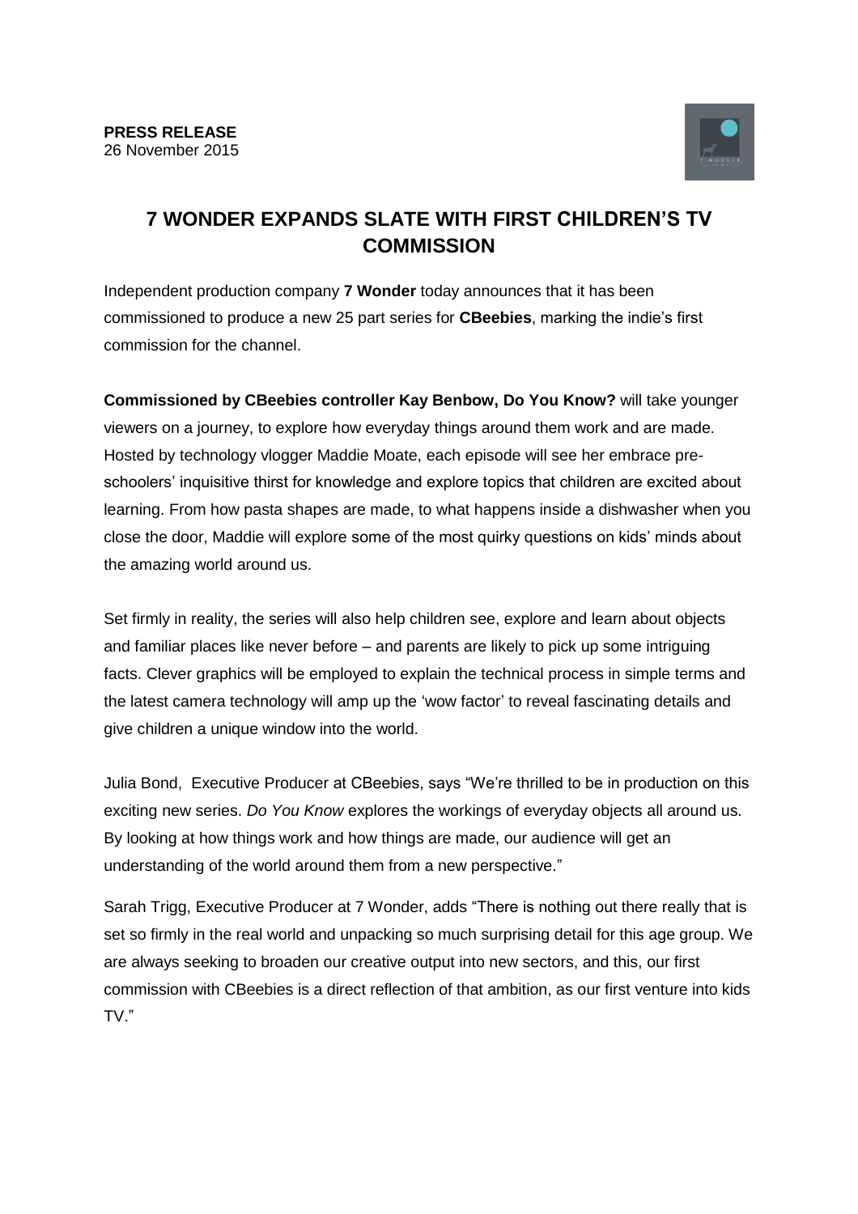**PRESS RELEASE**
26 November 2015

# 7 WONDER EXPANDS SLATE WITH FIRST CHILDREN'S TV COMMISSION

Independent production company **7 Wonder** today announces that it has been commissioned to produce a new 25 part series for **CBeebies**, marking the indie's first commission for the channel.

**Commissioned by CBeebies controller Kay Benbow, Do You Know?** will take younger viewers on a journey, to explore how everyday things around them work and are made. Hosted by technology vlogger Maddie Moate, each episode will see her embrace pre-schoolers' inquisitive thirst for knowledge and explore topics that children are excited about learning. From how pasta shapes are made, to what happens inside a dishwasher when you close the door, Maddie will explore some of the most quirky questions on kids' minds about the amazing world around us.

Set firmly in reality, the series will also help children see, explore and learn about objects and familiar places like never before – and parents are likely to pick up some intriguing facts. Clever graphics will be employed to explain the technical process in simple terms and the latest camera technology will amp up the 'wow factor' to reveal fascinating details and give children a unique window into the world.

Julia Bond, Executive Producer at CBeebies, says "We're thrilled to be in production on this exciting new series. *Do You Know* explores the workings of everyday objects all around us. By looking at how things work and how things are made, our audience will get an understanding of the world around them from a new perspective."

Sarah Trigg, Executive Producer at 7 Wonder, adds "There is nothing out there really that is set so firmly in the real world and unpacking so much surprising detail for this age group. We are always seeking to broaden our creative output into new sectors, and this, our first commission with CBeebies is a direct reflection of that ambition, as our first venture into kids TV."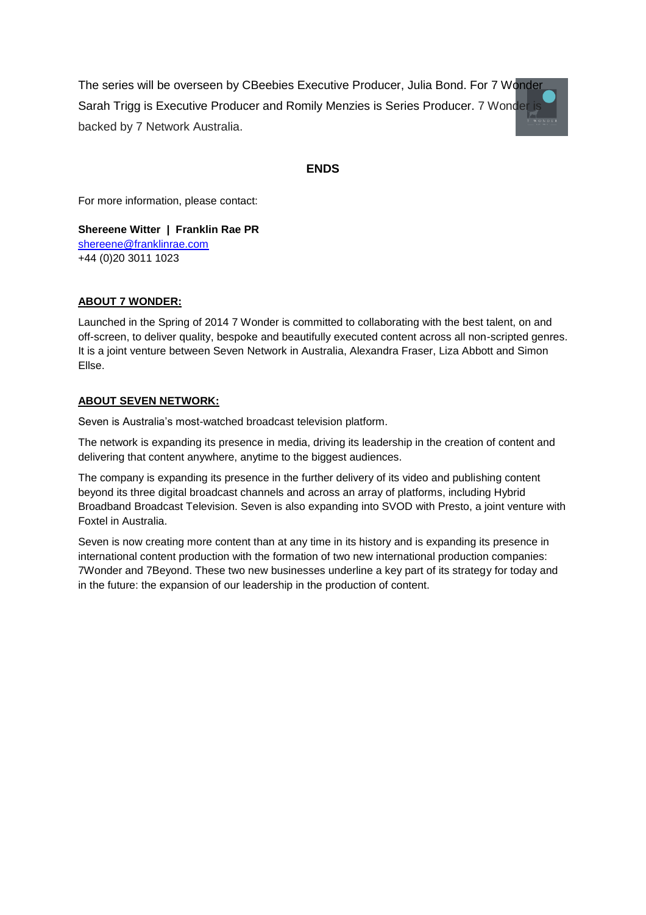The series will be overseen by CBeebies Executive Producer, Julia Bond. For 7 Wonder Sarah Trigg is Executive Producer and Romily Menzies is Series Producer. 7 Wonder is backed by 7 Network Australia.

**ENDS**

For more information, please contact:

**Shereene Witter | Franklin Rae PR**
shereene@franklinrae.com
+44 (0)20 3011 1023

**ABOUT 7 WONDER:**

Launched in the Spring of 2014 7 Wonder is committed to collaborating with the best talent, on and off-screen, to deliver quality, bespoke and beautifully executed content across all non-scripted genres. It is a joint venture between Seven Network in Australia, Alexandra Fraser, Liza Abbott and Simon Ellse.

**ABOUT SEVEN NETWORK:**

Seven is Australia's most-watched broadcast television platform.

The network is expanding its presence in media, driving its leadership in the creation of content and delivering that content anywhere, anytime to the biggest audiences.

The company is expanding its presence in the further delivery of its video and publishing content beyond its three digital broadcast channels and across an array of platforms, including Hybrid Broadband Broadcast Television. Seven is also expanding into SVOD with Presto, a joint venture with Foxtel in Australia.

Seven is now creating more content than at any time in its history and is expanding its presence in international content production with the formation of two new international production companies: 7Wonder and 7Beyond. These two new businesses underline a key part of its strategy for today and in the future: the expansion of our leadership in the production of content.